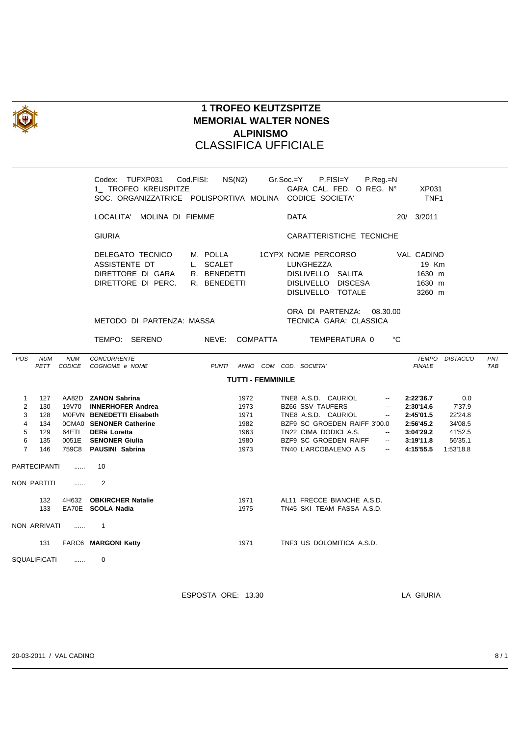# 1 TROFEO KEUTZSPITZE
# MEMORIAL WALTER NONES
# ALPINISMO
## CLASSIFICA UFFICIALE

Codex: TUFXP031 Cod.FISI: NS(N2) Gr.Soc.=Y P.FISI=Y P.Reg.=N
1_ TROFEO KREUSPITZE GARA CAL. FED. O REG. N° XP031
SOC. ORGANIZZATRICE POLISPORTIVA MOLINA CODICE SOCIETA' TNF1

LOCALITA' MOLINA DI FIEMME DATA 20/ 3/2011

GIURIA CARATTERISTICHE TECNICHE

DELEGATO TECNICO M. POLLA 1CYPX NOME PERCORSO VAL CADINO
ASSISTENTE DT L. SCALET LUNGHEZZA 19 Km
DIRETTORE DI GARA R. BENEDETTI DISLIVELLO SALITA 1630 m
DIRETTORE DI PERC. R. BENEDETTI DISLIVELLO DISCESA 1630 m
DISLIVELLO TOTALE 3260 m

ORA DI PARTENZA: 08.30.00
METODO DI PARTENZA: MASSA TECNICA GARA: CLASSICA

TEMPO: SERENO NEVE: COMPATTA TEMPERATURA 0 °C

**TUTTI - FEMMINILE**

| POS | NUM PETT | NUM CODICE | CONCORRENTE COGNOME e NOME | PUNTI | ANNO | COM | COD. SOCIETA' | | TEMPO FINALE | DISTACCO | PNT TAB |
|---|---|---|---|---|---|---|---|---|---|---|---|
| 1 | 127 | AA82D | **ZANON Sabrina** | | 1972 | | TNE8 A.S.D. CAURIOL | -- | **2:22'36.7** | 0.0 | |
| 2 | 130 | 19V70 | **INNERHOFER Andrea** | | 1973 | | BZ66 SSV TAUFERS | -- | **2:30'14.6** | 7'37.9 | |
| 3 | 128 | M0FVN | **BENEDETTI Elisabeth** | | 1971 | | TNE8 A.S.D. CAURIOL | -- | **2:45'01.5** | 22'24.8 | |
| 4 | 134 | 0CMA0 | **SENONER Catherine** | | 1982 | | BZF9 SC GROEDEN RAIFF | 3'00.0 | **2:56'45.2** | 34'08.5 | |
| 5 | 129 | 64ETL | **DERë Loretta** | | 1963 | | TN22 CIMA DODICI A.S. | -- | **3:04'29.2** | 41'52.5 | |
| 6 | 135 | 0051E | **SENONER Giulia** | | 1980 | | BZF9 SC GROEDEN RAIFF | -- | **3:19'11.8** | 56'35.1 | |
| 7 | 146 | 759C8 | **PAUSINI Sabrina** | | 1973 | | TN40 L'ARCOBALENO A.S | -- | **4:15'55.5** | 1:53'18.8 | |

PARTECIPANTI ...... 10

NON PARTITI ...... 2

| | | | | |
|---|---|---|---|---|
| 132 | 4H632 | **OBKIRCHER Natalie** | 1971 | AL11 FRECCE BIANCHE A.S.D. |
| 133 | EA70E | **SCOLA Nadia** | 1975 | TN45 SKI TEAM FASSA A.S.D. |

NON ARRIVATI ...... 1

| | | | | |
|---|---|---|---|---|
| 131 | FARC6 | **MARGONI Ketty** | 1971 | TNF3 US DOLOMITICA A.S.D. |

SQUALIFICATI ...... 0

ESPOSTA ORE: 13.30 LA GIURIA

20-03-2011 / VAL CADINO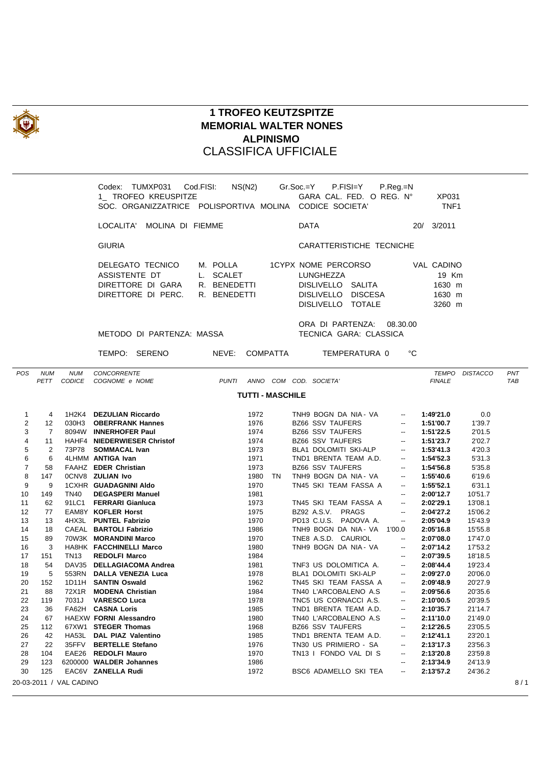# 1 TROFEO KEUTZSPITZE
# MEMORIAL WALTER NONES
# ALPINISMO
## CLASSIFICA UFFICIALE

Codex: TUMXP031 Cod.FISI: NS(N2) Gr.Soc.=Y P.FISI=Y P.Reg.=N
1_ TROFEO KREUSPITZE GARA CAL. FED. O REG. N° XP031
SOC. ORGANIZZATRICE POLISPORTIVA MOLINA CODICE SOCIETA' TNF1

LOCALITA' MOLINA DI FIEMME DATA 20/ 3/2011

GIURIA CARATTERISTICHE TECNICHE

DELEGATO TECNICO M. POLLA 1CYPX NOME PERCORSO VAL CADINO
ASSISTENTE DT L. SCALET LUNGHEZZA 19 Km
DIRETTORE DI GARA R. BENEDETTI DISLIVELLO SALITA 1630 m
DIRETTORE DI PERC. R. BENEDETTI DISLIVELLO DISCESA 1630 m
DISLIVELLO TOTALE 3260 m

ORA DI PARTENZA: 08.30.00
METODO DI PARTENZA: MASSA TECNICA GARA: CLASSICA

TEMPO: SERENO NEVE: COMPATTA TEMPERATURA 0 °C

**TUTTI - MASCHILE**

| POS | NUM PETT | NUM CODICE | CONCORRENTE COGNOME e NOME | PUNTI | ANNO | COM | COD. SOCIETA' | | TEMPO FINALE | DISTACCO | PNT TAB |
|---|---|---|---|---|---|---|---|---|---|---|---|
| 1 | 4 | 1H2K4 | **DEZULIAN Riccardo** | | 1972 | | TNH9 BOGN DA NIA - VA | -- | **1:49'21.0** | 0.0 | |
| 2 | 12 | 030H3 | **OBERFRANK Hannes** | | 1976 | | BZ66 SSV TAUFERS | -- | **1:51'00.7** | 1'39.7 | |
| 3 | 7 | 8094W | **INNERHOFER Paul** | | 1974 | | BZ66 SSV TAUFERS | -- | **1:51'22.5** | 2'01.5 | |
| 4 | 11 | HAHF4 | **NIEDERWIESER Christof** | | 1974 | | BZ66 SSV TAUFERS | -- | **1:51'23.7** | 2'02.7 | |
| 5 | 2 | 73P78 | **SOMMACAL Ivan** | | 1973 | | BLA1 DOLOMITI SKI-ALP | -- | **1:53'41.3** | 4'20.3 | |
| 6 | 6 | 4LHMM | **ANTIGA Ivan** | | 1971 | | TND1 BRENTA TEAM A.D. | -- | **1:54'52.3** | 5'31.3 | |
| 7 | 58 | FAAHZ | **EDER Christian** | | 1973 | | BZ66 SSV TAUFERS | -- | **1:54'56.8** | 5'35.8 | |
| 8 | 147 | 0CNV8 | **ZULIAN Ivo** | | 1980 | TN | TNH9 BOGN DA NIA - VA | -- | **1:55'40.6** | 6'19.6 | |
| 9 | 9 | 1CXHR | **GUADAGNINI Aldo** | | 1970 | | TN45 SKI TEAM FASSA A | -- | **1:55'52.1** | 6'31.1 | |
| 10 | 149 | TN40 | **DEGASPERI Manuel** | | 1981 | | | -- | **2:00'12.7** | 10'51.7 | |
| 11 | 62 | 91LC1 | **FERRARI Gianluca** | | 1973 | | TN45 SKI TEAM FASSA A | -- | **2:02'29.1** | 13'08.1 | |
| 12 | 77 | EAM8Y | **KOFLER Horst** | | 1975 | | BZ92 A.S.V. PRAGS | -- | **2:04'27.2** | 15'06.2 | |
| 13 | 13 | 4HX3L | **PUNTEL Fabrizio** | | 1970 | | PD13 C.U.S. PADOVA A. | -- | **2:05'04.9** | 15'43.9 | |
| 14 | 18 | CAEAL | **BARTOLI Fabrizio** | | 1986 | | TNH9 BOGN DA NIA - VA | 1'00.0 | **2:05'16.8** | 15'55.8 | |
| 15 | 89 | 70W3K | **MORANDINI Marco** | | 1970 | | TNE8 A.S.D. CAURIOL | -- | **2:07'08.0** | 17'47.0 | |
| 16 | 3 | HA8HK | **FACCHINELLI Marco** | | 1980 | | TNH9 BOGN DA NIA - VA | -- | **2:07'14.2** | 17'53.2 | |
| 17 | 151 | TN13 | **REDOLFI Marco** | | 1984 | | | -- | **2:07'39.5** | 18'18.5 | |
| 18 | 54 | DAV35 | **DELLAGIACOMA Andrea** | | 1981 | | TNF3 US DOLOMITICA A. | -- | **2:08'44.4** | 19'23.4 | |
| 19 | 5 | 553RN | **DALLA VENEZIA Luca** | | 1978 | | BLA1 DOLOMITI SKI-ALP | -- | **2:09'27.0** | 20'06.0 | |
| 20 | 152 | 1D11H | **SANTIN Oswald** | | 1962 | | TN45 SKI TEAM FASSA A | -- | **2:09'48.9** | 20'27.9 | |
| 21 | 88 | 72X1R | **MODENA Christian** | | 1984 | | TN40 L'ARCOBALENO A.S | -- | **2:09'56.6** | 20'35.6 | |
| 22 | 119 | 7031J | **VARESCO Luca** | | 1978 | | TNC5 US CORNACCI A.S. | -- | **2:10'00.5** | 20'39.5 | |
| 23 | 36 | FA62H | **CASNA Loris** | | 1985 | | TND1 BRENTA TEAM A.D. | -- | **2:10'35.7** | 21'14.7 | |
| 24 | 67 | HAEXW | **FORNI Alessandro** | | 1980 | | TN40 L'ARCOBALENO A.S | -- | **2:11'10.0** | 21'49.0 | |
| 25 | 112 | 67XW1 | **STEGER Thomas** | | 1968 | | BZ66 SSV TAUFERS | -- | **2:12'26.5** | 23'05.5 | |
| 26 | 42 | HA53L | **DAL PIAZ Valentino** | | 1985 | | TND1 BRENTA TEAM A.D. | -- | **2:12'41.1** | 23'20.1 | |
| 27 | 22 | 35FFV | **BERTELLE Stefano** | | 1976 | | TN30 US PRIMIERO - SA | -- | **2:13'17.3** | 23'56.3 | |
| 28 | 104 | EAE26 | **REDOLFI Mauro** | | 1970 | | TN13 I FONDO VAL DI S | -- | **2:13'20.8** | 23'59.8 | |
| 29 | 123 | 6200000 | **WALDER Johannes** | | 1986 | | | -- | **2:13'34.9** | 24'13.9 | |
| 30 | 125 | EAC6V | **ZANELLA Rudi** | | 1972 | | BSC6 ADAMELLO SKI TEA | -- | **2:13'57.2** | 24'36.2 | |

20-03-2011 / VAL CADINO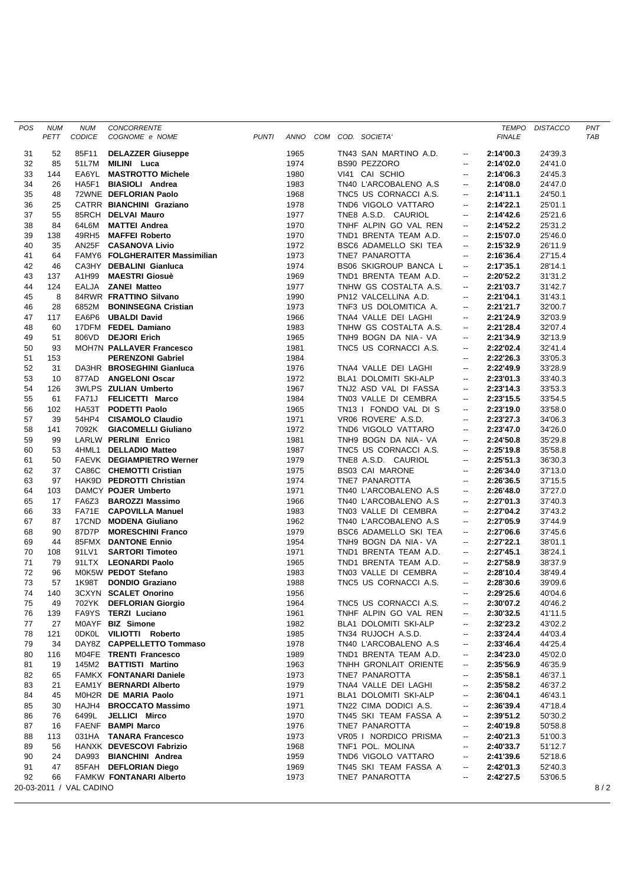| POS | NUM PETT | NUM CODICE | CONCORRENTE COGNOME e NOME | PUNTI | ANNO | COM | COD. SOCIETA' | | TEMPO FINALE | DISTACCO | PNT TAB |
|---|---|---|---|---|---|---|---|---|---|---|---|
| 31 | 52 | 85F11 | **DELAZZER Giuseppe** | | 1965 | | TN43 SAN MARTINO A.D. | -- | **2:14'00.3** | 24'39.3 | |
| 32 | 85 | 51L7M | **MILINI Luca** | | 1974 | | BS90 PEZZORO | -- | **2:14'02.0** | 24'41.0 | |
| 33 | 144 | EA6YL | **MASTROTTO Michele** | | 1980 | | VI41 CAI SCHIO | -- | **2:14'06.3** | 24'45.3 | |
| 34 | 26 | HA5F1 | **BIASIOLI Andrea** | | 1983 | | TN40 L'ARCOBALENO A.S | -- | **2:14'08.0** | 24'47.0 | |
| 35 | 48 | 72WNE | **DEFLORIAN Paolo** | | 1968 | | TNC5 US CORNACCI A.S. | -- | **2:14'11.1** | 24'50.1 | |
| 36 | 25 | CATRR | **BIANCHINI Graziano** | | 1978 | | TND6 VIGOLO VATTARO | -- | **2:14'22.1** | 25'01.1 | |
| 37 | 55 | 85RCH | **DELVAI Mauro** | | 1977 | | TNE8 A.S.D. CAURIOL | -- | **2:14'42.6** | 25'21.6 | |
| 38 | 84 | 64L6M | **MATTEI Andrea** | | 1970 | | TNHF ALPIN GO VAL REN | -- | **2:14'52.2** | 25'31.2 | |
| 39 | 138 | 49RH5 | **MAFFEI Roberto** | | 1970 | | TND1 BRENTA TEAM A.D. | -- | **2:15'07.0** | 25'46.0 | |
| 40 | 35 | AN25F | **CASANOVA Livio** | | 1972 | | BSC6 ADAMELLO SKI TEA | -- | **2:15'32.9** | 26'11.9 | |
| 41 | 64 | FAMY6 | **FOLGHERAITER Massimilian** | | 1973 | | TNE7 PANAROTTA | -- | **2:16'36.4** | 27'15.4 | |
| 42 | 46 | CA3HY | **DEBALINI Gianluca** | | 1974 | | BS06 SKIGROUP BANCA L | -- | **2:17'35.1** | 28'14.1 | |
| 43 | 137 | A1H99 | **MAESTRI Giosuè** | | 1969 | | TND1 BRENTA TEAM A.D. | -- | **2:20'52.2** | 31'31.2 | |
| 44 | 124 | EALJA | **ZANEI Matteo** | | 1977 | | TNHW GS COSTALTA A.S. | -- | **2:21'03.7** | 31'42.7 | |
| 45 | 8 | 84RWR | **FRATTINO Silvano** | | 1990 | | PN12 VALCELLINA A.D. | -- | **2:21'04.1** | 31'43.1 | |
| 46 | 28 | 6852M | **BONINSEGNA Cristian** | | 1973 | | TNF3 US DOLOMITICA A. | -- | **2:21'21.7** | 32'00.7 | |
| 47 | 117 | EA6P6 | **UBALDI David** | | 1966 | | TNA4 VALLE DEI LAGHI | -- | **2:21'24.9** | 32'03.9 | |
| 48 | 60 | 17DFM | **FEDEL Damiano** | | 1983 | | TNHW GS COSTALTA A.S. | -- | **2:21'28.4** | 32'07.4 | |
| 49 | 51 | 806VD | **DEJORI Erich** | | 1965 | | TNH9 BOGN DA NIA - VA | -- | **2:21'34.9** | 32'13.9 | |
| 50 | 93 | MOH7N | **PALLAVER Francesco** | | 1981 | | TNC5 US CORNACCI A.S. | -- | **2:22'02.4** | 32'41.4 | |
| 51 | 153 | | **PERENZONI Gabriel** | | 1984 | | | -- | **2:22'26.3** | 33'05.3 | |
| 52 | 31 | DA3HR | **BROSEGHINI Gianluca** | | 1976 | | TNA4 VALLE DEI LAGHI | -- | **2:22'49.9** | 33'28.9 | |
| 53 | 10 | 877AD | **ANGELONI Oscar** | | 1972 | | BLA1 DOLOMITI SKI-ALP | -- | **2:23'01.3** | 33'40.3 | |
| 54 | 126 | 3WLPS | **ZULIAN Umberto** | | 1967 | | TNJ2 ASD VAL DI FASSA | -- | **2:23'14.3** | 33'53.3 | |
| 55 | 61 | FA71J | **FELICETTI Marco** | | 1984 | | TN03 VALLE DI CEMBRA | -- | **2:23'15.5** | 33'54.5 | |
| 56 | 102 | HA53T | **PODETTI Paolo** | | 1965 | | TN13 I FONDO VAL DI S | -- | **2:23'19.0** | 33'58.0 | |
| 57 | 39 | 54HP4 | **CISAMOLO Claudio** | | 1971 | | VR06 ROVERE' A.S.D. | -- | **2:23'27.3** | 34'06.3 | |
| 58 | 141 | 7092K | **GIACOMELLI Giuliano** | | 1972 | | TND6 VIGOLO VATTARO | -- | **2:23'47.0** | 34'26.0 | |
| 59 | 99 | LARLW | **PERLINI Enrico** | | 1981 | | TNH9 BOGN DA NIA - VA | -- | **2:24'50.8** | 35'29.8 | |
| 60 | 53 | 4HML1 | **DELLADIO Matteo** | | 1987 | | TNC5 US CORNACCI A.S. | -- | **2:25'19.8** | 35'58.8 | |
| 61 | 50 | FAEVK | **DEGIAMPIETRO Werner** | | 1979 | | TNE8 A.S.D. CAURIOL | -- | **2:25'51.3** | 36'30.3 | |
| 62 | 37 | CA86C | **CHEMOTTI Cristian** | | 1975 | | BS03 CAI MARONE | -- | **2:26'34.0** | 37'13.0 | |
| 63 | 97 | HAK9D | **PEDROTTI Christian** | | 1974 | | TNE7 PANAROTTA | -- | **2:26'36.5** | 37'15.5 | |
| 64 | 103 | DAMCY | **POJER Umberto** | | 1971 | | TN40 L'ARCOBALENO A.S | -- | **2:26'48.0** | 37'27.0 | |
| 65 | 17 | FA6Z3 | **BAROZZI Massimo** | | 1966 | | TN40 L'ARCOBALENO A.S | -- | **2:27'01.3** | 37'40.3 | |
| 66 | 33 | FA71E | **CAPOVILLA Manuel** | | 1983 | | TN03 VALLE DI CEMBRA | -- | **2:27'04.2** | 37'43.2 | |
| 67 | 87 | 17CND | **MODENA Giuliano** | | 1962 | | TN40 L'ARCOBALENO A.S | -- | **2:27'05.9** | 37'44.9 | |
| 68 | 90 | 87D7P | **MORESCHINI Franco** | | 1979 | | BSC6 ADAMELLO SKI TEA | -- | **2:27'06.6** | 37'45.6 | |
| 69 | 44 | 85FMX | **DANTONE Ennio** | | 1954 | | TNH9 BOGN DA NIA - VA | -- | **2:27'22.1** | 38'01.1 | |
| 70 | 108 | 91LV1 | **SARTORI Timoteo** | | 1971 | | TND1 BRENTA TEAM A.D. | -- | **2:27'45.1** | 38'24.1 | |
| 71 | 79 | 91LTX | **LEONARDI Paolo** | | 1965 | | TND1 BRENTA TEAM A.D. | -- | **2:27'58.9** | 38'37.9 | |
| 72 | 96 | M0K5W | **PEDOT Stefano** | | 1983 | | TN03 VALLE DI CEMBRA | -- | **2:28'10.4** | 38'49.4 | |
| 73 | 57 | 1K98T | **DONDIO Graziano** | | 1988 | | TNC5 US CORNACCI A.S. | -- | **2:28'30.6** | 39'09.6 | |
| 74 | 140 | 3CXYN | **SCALET Onorino** | | 1956 | | | -- | **2:29'25.6** | 40'04.6 | |
| 75 | 49 | 702YK | **DEFLORIAN Giorgio** | | 1964 | | TNC5 US CORNACCI A.S. | -- | **2:30'07.2** | 40'46.2 | |
| 76 | 139 | FA9YS | **TERZI Luciano** | | 1961 | | TNHF ALPIN GO VAL REN | -- | **2:30'32.5** | 41'11.5 | |
| 77 | 27 | M0AYF | **BIZ Simone** | | 1982 | | BLA1 DOLOMITI SKI-ALP | -- | **2:32'23.2** | 43'02.2 | |
| 78 | 121 | 0DK0L | **VILIOTTI Roberto** | | 1985 | | TN34 RUJOCH A.S.D. | -- | **2:33'24.4** | 44'03.4 | |
| 79 | 34 | DAY8Z | **CAPPELLETTO Tommaso** | | 1978 | | TN40 L'ARCOBALENO A.S | -- | **2:33'46.4** | 44'25.4 | |
| 80 | 116 | M04FE | **TRENTI Francesco** | | 1989 | | TND1 BRENTA TEAM A.D. | -- | **2:34'23.0** | 45'02.0 | |
| 81 | 19 | 145M2 | **BATTISTI Martino** | | 1963 | | TNHH GRONLAIT ORIENTE | -- | **2:35'56.9** | 46'35.9 | |
| 82 | 65 | FAMKX | **FONTANARI Daniele** | | 1973 | | TNE7 PANAROTTA | -- | **2:35'58.1** | 46'37.1 | |
| 83 | 21 | EAM1Y | **BERNARDI Alberto** | | 1979 | | TNA4 VALLE DEI LAGHI | -- | **2:35'58.2** | 46'37.2 | |
| 84 | 45 | M0H2R | **DE MARIA Paolo** | | 1971 | | BLA1 DOLOMITI SKI-ALP | -- | **2:36'04.1** | 46'43.1 | |
| 85 | 30 | HAJH4 | **BROCCATO Massimo** | | 1971 | | TN22 CIMA DODICI A.S. | -- | **2:36'39.4** | 47'18.4 | |
| 86 | 76 | 6499L | **JELLICI Mirco** | | 1970 | | TN45 SKI TEAM FASSA A | -- | **2:39'51.2** | 50'30.2 | |
| 87 | 16 | FAENF | **BAMPI Marco** | | 1976 | | TNE7 PANAROTTA | -- | **2:40'19.8** | 50'58.8 | |
| 88 | 113 | 031HA | **TANARA Francesco** | | 1973 | | VR05 I NORDICO PRISMA | -- | **2:40'21.3** | 51'00.3 | |
| 89 | 56 | HANXK | **DEVESCOVI Fabrizio** | | 1968 | | TNF1 POL. MOLINA | -- | **2:40'33.7** | 51'12.7 | |
| 90 | 24 | DA993 | **BIANCHINI Andrea** | | 1959 | | TND6 VIGOLO VATTARO | -- | **2:41'39.6** | 52'18.6 | |
| 91 | 47 | 85FAH | **DEFLORIAN Diego** | | 1969 | | TN45 SKI TEAM FASSA A | -- | **2:42'01.3** | 52'40.3 | |
| 92 | 66 | FAMKW | **FONTANARI Alberto** | | 1973 | | TNE7 PANAROTTA | -- | **2:42'27.5** | 53'06.5 | |

20-03-2011 / VAL CADINO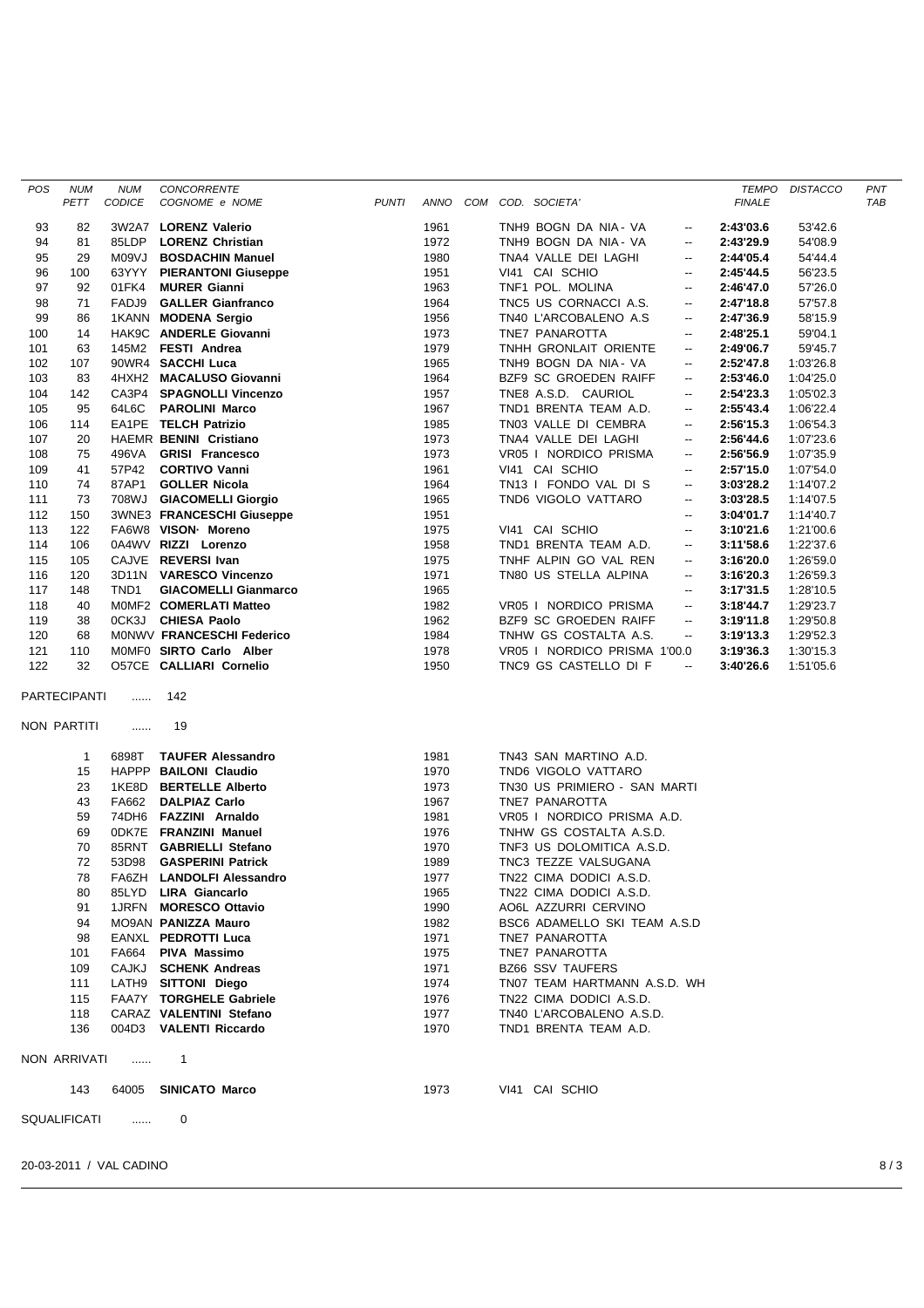| *POS* | *NUM PETT* | *NUM CODICE* | *CONCORRENTE COGNOME e NOME* | *PUNTI* | *ANNO* | *COM* | *COD. SOCIETA'* | | *TEMPO FINALE* | *DISTACCO* | *PNT TAB* |
|---|---|---|---|---|---|---|---|---|---|---|---|
| 93 | 82 | 3W2A7 | **LORENZ Valerio** | | 1961 | | TNH9 BOGN DA NIA - VA | -- | **2:43'03.6** | 53'42.6 | |
| 94 | 81 | 85LDP | **LORENZ Christian** | | 1972 | | TNH9 BOGN DA NIA - VA | -- | **2:43'29.9** | 54'08.9 | |
| 95 | 29 | M09VJ | **BOSDACHIN Manuel** | | 1980 | | TNA4 VALLE DEI LAGHI | -- | **2:44'05.4** | 54'44.4 | |
| 96 | 100 | 63YYY | **PIERANTONI Giuseppe** | | 1951 | | VI41 CAI SCHIO | -- | **2:45'44.5** | 56'23.5 | |
| 97 | 92 | 01FK4 | **MURER Gianni** | | 1963 | | TNF1 POL. MOLINA | -- | **2:46'47.0** | 57'26.0 | |
| 98 | 71 | FADJ9 | **GALLER Gianfranco** | | 1964 | | TNC5 US CORNACCI A.S. | -- | **2:47'18.8** | 57'57.8 | |
| 99 | 86 | 1KANN | **MODENA Sergio** | | 1956 | | TN40 L'ARCOBALENO A.S | -- | **2:47'36.9** | 58'15.9 | |
| 100 | 14 | HAK9C | **ANDERLE Giovanni** | | 1973 | | TNE7 PANAROTTA | -- | **2:48'25.1** | 59'04.1 | |
| 101 | 63 | 145M2 | **FESTI Andrea** | | 1979 | | TNHH GRONLAIT ORIENTE | -- | **2:49'06.7** | 59'45.7 | |
| 102 | 107 | 90WR4 | **SACCHI Luca** | | 1965 | | TNH9 BOGN DA NIA - VA | -- | **2:52'47.8** | 1:03'26.8 | |
| 103 | 83 | 4HXH2 | **MACALUSO Giovanni** | | 1964 | | BZF9 SC GROEDEN RAIFF | -- | **2:53'46.0** | 1:04'25.0 | |
| 104 | 142 | CA3P4 | **SPAGNOLLI Vincenzo** | | 1957 | | TNE8 A.S.D. CAURIOL | -- | **2:54'23.3** | 1:05'02.3 | |
| 105 | 95 | 64L6C | **PAROLINI Marco** | | 1967 | | TND1 BRENTA TEAM A.D. | -- | **2:55'43.4** | 1:06'22.4 | |
| 106 | 114 | EA1PE | **TELCH Patrizio** | | 1985 | | TN03 VALLE DI CEMBRA | -- | **2:56'15.3** | 1:06'54.3 | |
| 107 | 20 | HAEMR | **BENINI Cristiano** | | 1973 | | TNA4 VALLE DEI LAGHI | -- | **2:56'44.6** | 1:07'23.6 | |
| 108 | 75 | 496VA | **GRISI Francesco** | | 1973 | | VR05 I NORDICO PRISMA | -- | **2:56'56.9** | 1:07'35.9 | |
| 109 | 41 | 57P42 | **CORTIVO Vanni** | | 1961 | | VI41 CAI SCHIO | -- | **2:57'15.0** | 1:07'54.0 | |
| 110 | 74 | 87AP1 | **GOLLER Nicola** | | 1964 | | TN13 I FONDO VAL DI S | -- | **3:03'28.2** | 1:14'07.2 | |
| 111 | 73 | 708WJ | **GIACOMELLI Giorgio** | | 1965 | | TND6 VIGOLO VATTARO | -- | **3:03'28.5** | 1:14'07.5 | |
| 112 | 150 | 3WNE3 | **FRANCESCHI Giuseppe** | | 1951 | | | -- | **3:04'01.7** | 1:14'40.7 | |
| 113 | 122 | FA6W8 | **VISON· Moreno** | | 1975 | | VI41 CAI SCHIO | -- | **3:10'21.6** | 1:21'00.6 | |
| 114 | 106 | 0A4WV | **RIZZI Lorenzo** | | 1958 | | TND1 BRENTA TEAM A.D. | -- | **3:11'58.6** | 1:22'37.6 | |
| 115 | 105 | CAJVE | **REVERSI Ivan** | | 1975 | | TNHF ALPIN GO VAL REN | -- | **3:16'20.0** | 1:26'59.0 | |
| 116 | 120 | 3D11N | **VARESCO Vincenzo** | | 1971 | | TN80 US STELLA ALPINA | -- | **3:16'20.3** | 1:26'59.3 | |
| 117 | 148 | TND1 | **GIACOMELLI Gianmarco** | | 1965 | | | -- | **3:17'31.5** | 1:28'10.5 | |
| 118 | 40 | M0MF2 | **COMERLATI Matteo** | | 1982 | | VR05 I NORDICO PRISMA | -- | **3:18'44.7** | 1:29'23.7 | |
| 119 | 38 | 0CK3J | **CHIESA Paolo** | | 1962 | | BZF9 SC GROEDEN RAIFF | -- | **3:19'11.8** | 1:29'50.8 | |
| 120 | 68 | M0NWV | **FRANCESCHI Federico** | | 1984 | | TNHW GS COSTALTA A.S. | -- | **3:19'13.3** | 1:29'52.3 | |
| 121 | 110 | M0MF0 | **SIRTO Carlo Alber** | | 1978 | | VR05 I NORDICO PRISMA | 1'00.0 | **3:19'36.3** | 1:30'15.3 | |
| 122 | 32 | O57CE | **CALLIARI Cornelio** | | 1950 | | TNC9 GS CASTELLO DI F | -- | **3:40'26.6** | 1:51'05.6 | |

PARTECIPANTI ...... 142

NON PARTITI ...... 19

| | | | | |
|---|---|---|---|---|
| 1 | 6898T | **TAUFER Alessandro** | 1981 | TN43 SAN MARTINO A.D. |
| 15 | HAPPP | **BAILONI Claudio** | 1970 | TND6 VIGOLO VATTARO |
| 23 | 1KE8D | **BERTELLE Alberto** | 1973 | TN30 US PRIMIERO - SAN MARTI |
| 43 | FA662 | **DALPIAZ Carlo** | 1967 | TNE7 PANAROTTA |
| 59 | 74DH6 | **FAZZINI Arnaldo** | 1981 | VR05 I NORDICO PRISMA A.D. |
| 69 | 0DK7E | **FRANZINI Manuel** | 1976 | TNHW GS COSTALTA A.S.D. |
| 70 | 85RNT | **GABRIELLI Stefano** | 1970 | TNF3 US DOLOMITICA A.S.D. |
| 72 | 53D98 | **GASPERINI Patrick** | 1989 | TNC3 TEZZE VALSUGANA |
| 78 | FA6ZH | **LANDOLFI Alessandro** | 1977 | TN22 CIMA DODICI A.S.D. |
| 80 | 85LYD | **LIRA Giancarlo** | 1965 | TN22 CIMA DODICI A.S.D. |
| 91 | 1JRFN | **MORESCO Ottavio** | 1990 | AO6L AZZURRI CERVINO |
| 94 | MO9AN | **PANIZZA Mauro** | 1982 | BSC6 ADAMELLO SKI TEAM A.S.D |
| 98 | EANXL | **PEDROTTI Luca** | 1971 | TNE7 PANAROTTA |
| 101 | FA664 | **PIVA Massimo** | 1975 | TNE7 PANAROTTA |
| 109 | CAJKJ | **SCHENK Andreas** | 1971 | BZ66 SSV TAUFERS |
| 111 | LATH9 | **SITTONI Diego** | 1974 | TN07 TEAM HARTMANN A.S.D. WH |
| 115 | FAA7Y | **TORGHELE Gabriele** | 1976 | TN22 CIMA DODICI A.S.D. |
| 118 | CARAZ | **VALENTINI Stefano** | 1977 | TN40 L'ARCOBALENO A.S.D. |
| 136 | 004D3 | **VALENTI Riccardo** | 1970 | TND1 BRENTA TEAM A.D. |

NON ARRIVATI ...... 1

| | | | | |
|---|---|---|---|---|
| 143 | 64005 | **SINICATO Marco** | 1973 | VI41 CAI SCHIO |

SQUALIFICATI ...... 0

20-03-2011 / VAL CADINO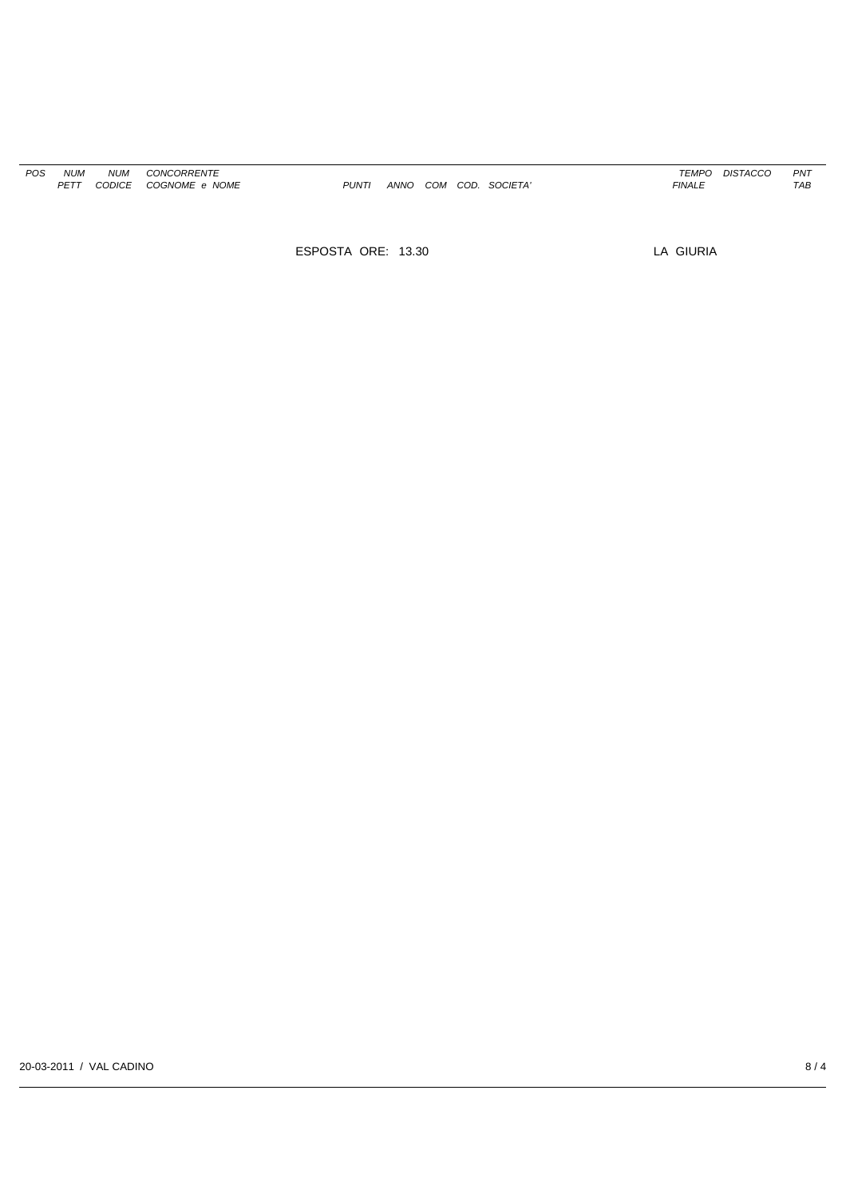| POS | NUM PETT | NUM CODICE | CONCORRENTE COGNOME e NOME | PUNTI | ANNO | COM | COD. | SOCIETA' | TEMPO FINALE | DISTACCO | PNT TAB |
|---|---|---|---|---|---|---|---|---|---|---|---|

ESPOSTA ORE: 13.30

LA GIURIA